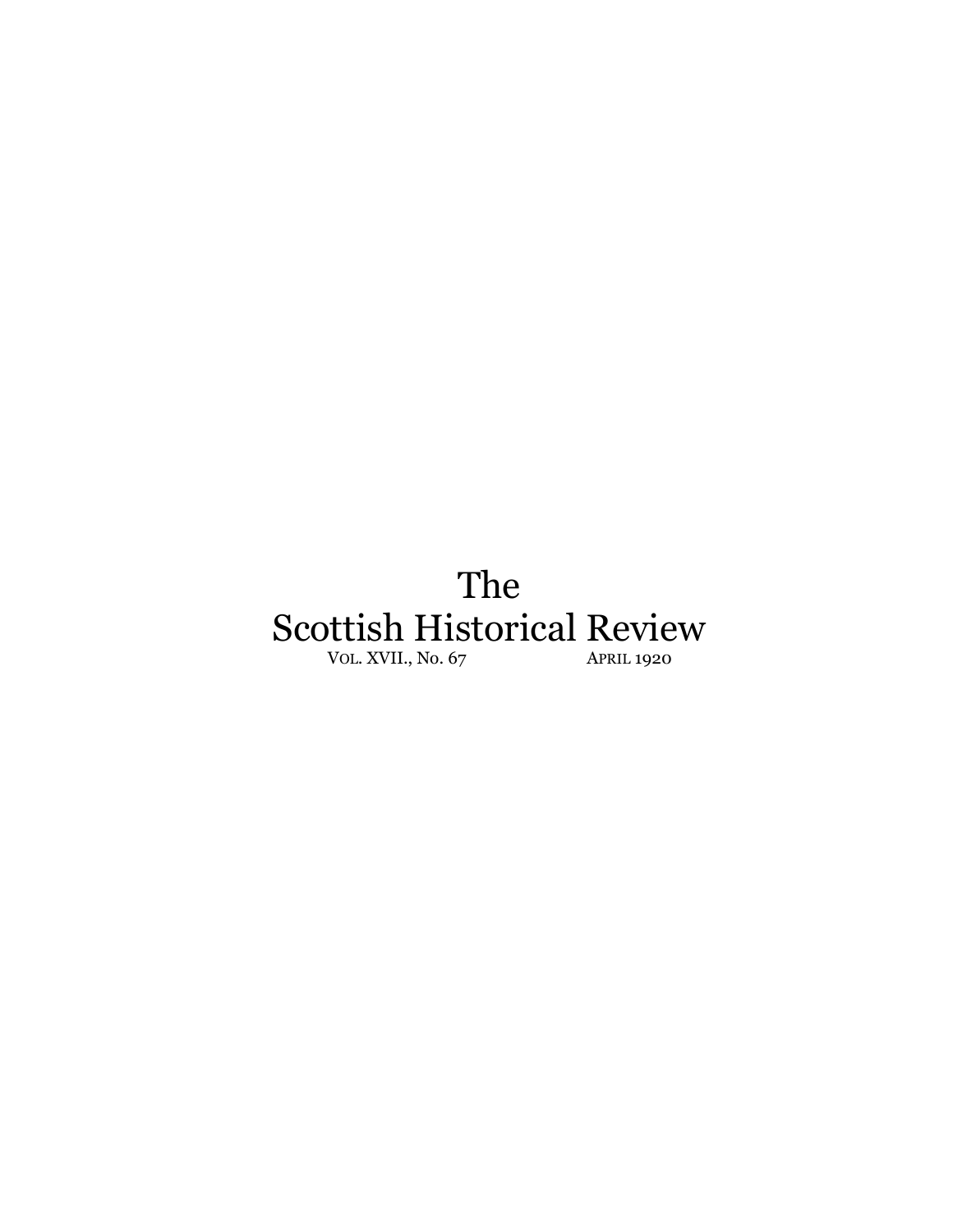# The Scottish Historical Review

VOL. XVII., NO. 67 APRIL 1920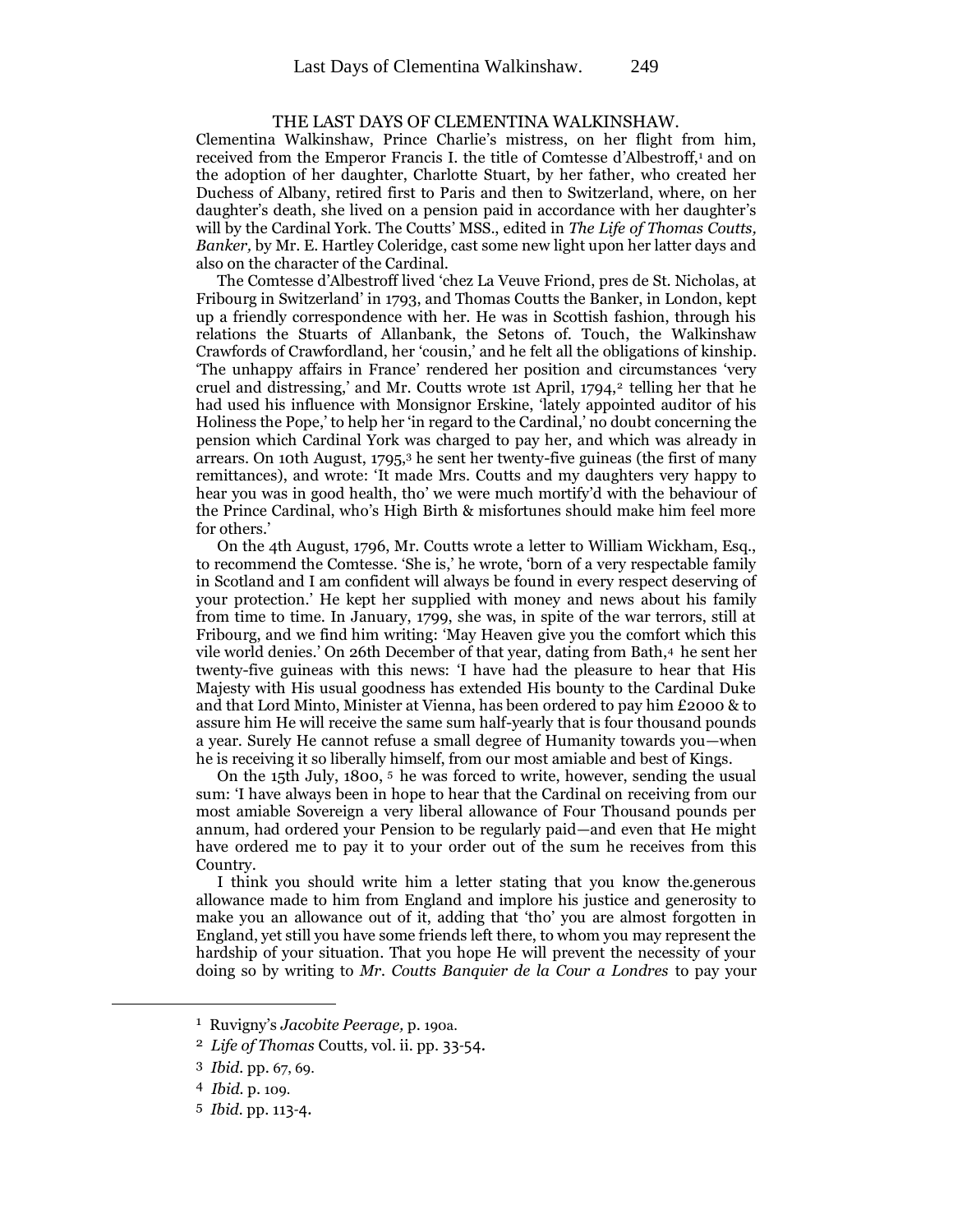# THE LAST DAYS OF CLEMENTINA WALKINSHAW.

Clementina Walkinshaw, Prince Charlie's mistress, on her flight from him, received from the Emperor Francis I. the title of Comtesse d'Albestroff,[1] and on the adoption of her daughter, Charlotte Stuart, by her father, who created her Duchess of Albany, retired first to Paris and then to Switzerland, where, on her daughter's death, she lived on a pension paid in accordance with her daughter's will by the Cardinal York. The Coutts' MSS., edited in *The Life of Thomas Coutts, Banker,* by Mr. E. Hartley Coleridge, cast some new light upon her latter days and also on the character of the Cardinal.

The Comtesse d'Albestroff lived 'chez La Veuve Friond, pres de St. Nicholas, at Fribourg in Switzerland' in 1793, and Thomas Coutts the Banker, in London, kept up a friendly correspondence with her. He was in Scottish fashion, through his relations the Stuarts of Allanbank, the Setons of. Touch, the Walkinshaw Crawfords of Crawfordland, her 'cousin,' and he felt all the obligations of kinship. 'The unhappy affairs in France' rendered her position and circumstances 'very cruel and distressing,' and Mr. Coutts wrote 1st April, 1794,[2] telling her that he had used his influence with Monsignor Erskine, 'lately appointed auditor of his Holiness the Pope,' to help her 'in regard to the Cardinal,' no doubt concerning the pension which Cardinal York was charged to pay her, and which was already in arrears. On 10th August, 1795,[3] he sent her twenty-five guineas (the first of many remittances), and wrote: 'It made Mrs. Coutts and my daughters very happy to hear you was in good health, tho' we were much mortify'd with the behaviour of the Prince Cardinal, who's High Birth & misfortunes should make him feel more for others.'

On the 4th August, 1796, Mr. Coutts wrote a letter to William Wickham, Esq., to recommend the Comtesse. 'She is,' he wrote, 'born of a very respectable family in Scotland and I am confident will always be found in every respect deserving of your protection.' He kept her supplied with money and news about his family from time to time. In January, 1799, she was, in spite of the war terrors, still at Fribourg, and we find him writing: 'May Heaven give you the comfort which this vile world denies.' On 26th December of that year, dating from Bath,[4] he sent her twenty-five guineas with this news: 'I have had the pleasure to hear that His Majesty with His usual goodness has extended His bounty to the Cardinal Duke and that Lord Minto, Minister at Vienna, has been ordered to pay him £2000 & to assure him He will receive the same sum half-yearly that is four thousand pounds a year. Surely He cannot refuse a small degree of Humanity towards you—when he is receiving it so liberally himself, from our most amiable and best of Kings.

On the 15th July, 1800,[5] he was forced to write, however, sending the usual sum: 'I have always been in hope to hear that the Cardinal on receiving from our most amiable Sovereign a very liberal allowance of Four Thousand pounds per annum, had ordered your Pension to be regularly paid—and even that He might have ordered me to pay it to your order out of the sum he receives from this Country.

I think you should write him a letter stating that you know the.generous allowance made to him from England and implore his justice and generosity to make you an allowance out of it, adding that 'tho' you are almost forgotten in England, yet still you have some friends left there, to whom you may represent the hardship of your situation. That you hope He will prevent the necessity of your doing so by writing to *Mr. Coutts Banquier de la Cour a Londres* to pay your

---

[1] Ruvigny's *Jacobite Peerage,* p. 190a.

[2] *Life of Thomas* Coutts*,* vol. ii. pp. 33-54.

[3] *Ibid.* pp. 67, 69.

[4] *Ibid.* p. 109.

[5] *Ibid.* pp. 113-4.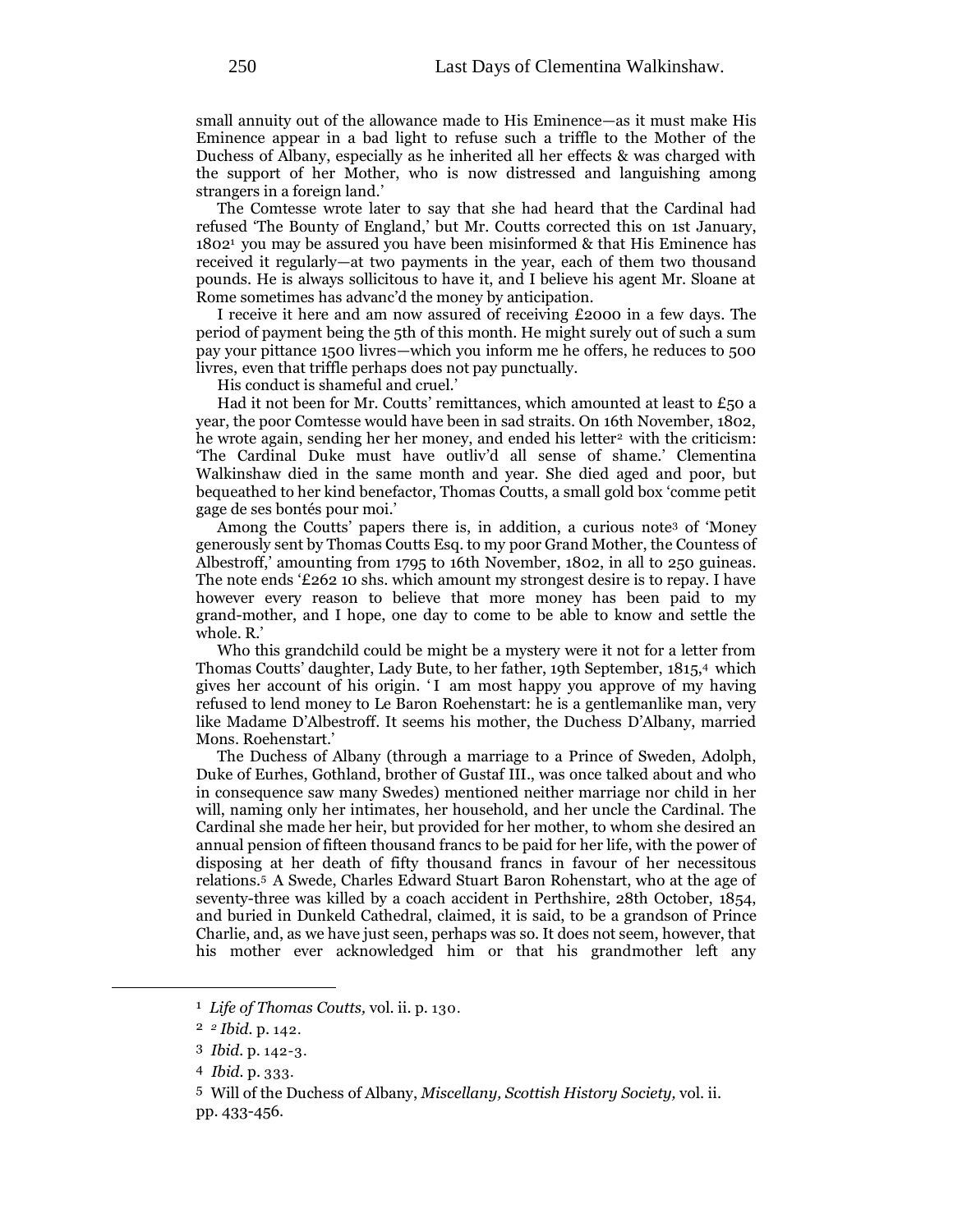small annuity out of the allowance made to His Eminence—as it must make His Eminence appear in a bad light to refuse such a triffle to the Mother of the Duchess of Albany, especially as he inherited all her effects & was charged with the support of her Mother, who is now distressed and languishing among strangers in a foreign land.'

The Comtesse wrote later to say that she had heard that the Cardinal had refused 'The Bounty of England,' but Mr. Coutts corrected this on 1st January, 1802[1] you may be assured you have been misinformed & that His Eminence has received it regularly—at two payments in the year, each of them two thousand pounds. He is always sollicitous to have it, and I believe his agent Mr. Sloane at Rome sometimes has advanc'd the money by anticipation.

I receive it here and am now assured of receiving £2000 in a few days. The period of payment being the 5th of this month. He might surely out of such a sum pay your pittance 1500 livres—which you inform me he offers, he reduces to 500 livres, even that triffle perhaps does not pay punctually.

His conduct is shameful and cruel.'

Had it not been for Mr. Coutts' remittances, which amounted at least to £50 a year, the poor Comtesse would have been in sad straits. On 16th November, 1802, he wrote again, sending her her money, and ended his letter[2] with the criticism: 'The Cardinal Duke must have outliv'd all sense of shame.' Clementina Walkinshaw died in the same month and year. She died aged and poor, but bequeathed to her kind benefactor, Thomas Coutts, a small gold box 'comme petit gage de ses bontés pour moi.'

Among the Coutts' papers there is, in addition, a curious note[3] of 'Money generously sent by Thomas Coutts Esq. to my poor Grand Mother, the Countess of Albestroff,' amounting from 1795 to 16th November, 1802, in all to 250 guineas. The note ends '£262 10 shs. which amount my strongest desire is to repay. I have however every reason to believe that more money has been paid to my grand-mother, and I hope, one day to come to be able to know and settle the whole. R.'

Who this grandchild could be might be a mystery were it not for a letter from Thomas Coutts' daughter, Lady Bute, to her father, 19th September, 1815,[4] which gives her account of his origin. 'I am most happy you approve of my having refused to lend money to Le Baron Roehenstart: he is a gentlemanlike man, very like Madame D'Albestroff. It seems his mother, the Duchess D'Albany, married Mons. Roehenstart.'

The Duchess of Albany (through a marriage to a Prince of Sweden, Adolph, Duke of Eurhes, Gothland, brother of Gustaf III., was once talked about and who in consequence saw many Swedes) mentioned neither marriage nor child in her will, naming only her intimates, her household, and her uncle the Cardinal. The Cardinal she made her heir, but provided for her mother, to whom she desired an annual pension of fifteen thousand francs to be paid for her life, with the power of disposing at her death of fifty thousand francs in favour of her necessitous relations.[5] A Swede, Charles Edward Stuart Baron Rohenstart, who at the age of seventy-three was killed by a coach accident in Perthshire, 28th October, 1854, and buried in Dunkeld Cathedral, claimed, it is said, to be a grandson of Prince Charlie, and, as we have just seen, perhaps was so. It does not seem, however, that his mother ever acknowledged him or that his grandmother left any

---

[1] *Life of Thomas Coutts,* vol. ii. p. 130.

[2] *Ibid.* p. 142.

[3] *Ibid.* p. 142-3.

[4] *Ibid.* p. 333.

[5] Will of the Duchess of Albany, *Miscellany, Scottish History Society,* vol. ii. pp. 433-456.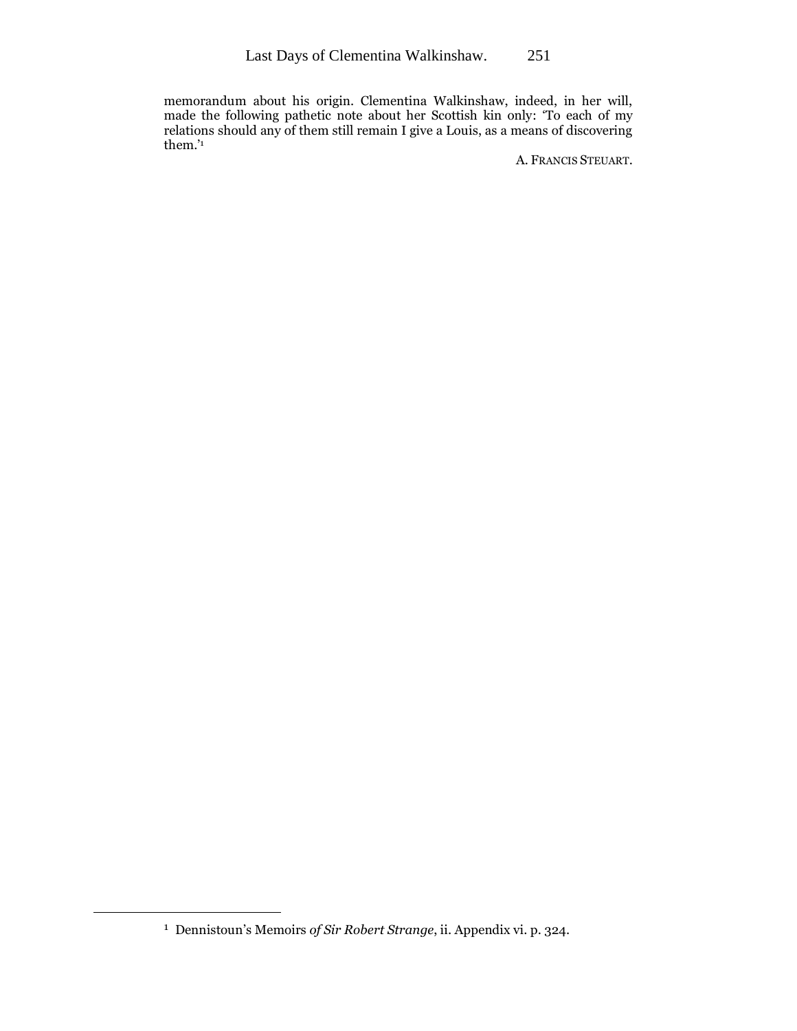memorandum about his origin. Clementina Walkinshaw, indeed, in her will, made the following pathetic note about her Scottish kin only: 'To each of my relations should any of them still remain I give a Louis, as a means of discovering them.'[1]

A. Francis Steuart.

[1] Dennistoun's Memoirs *of Sir Robert Strange*, ii. Appendix vi. p. 324.